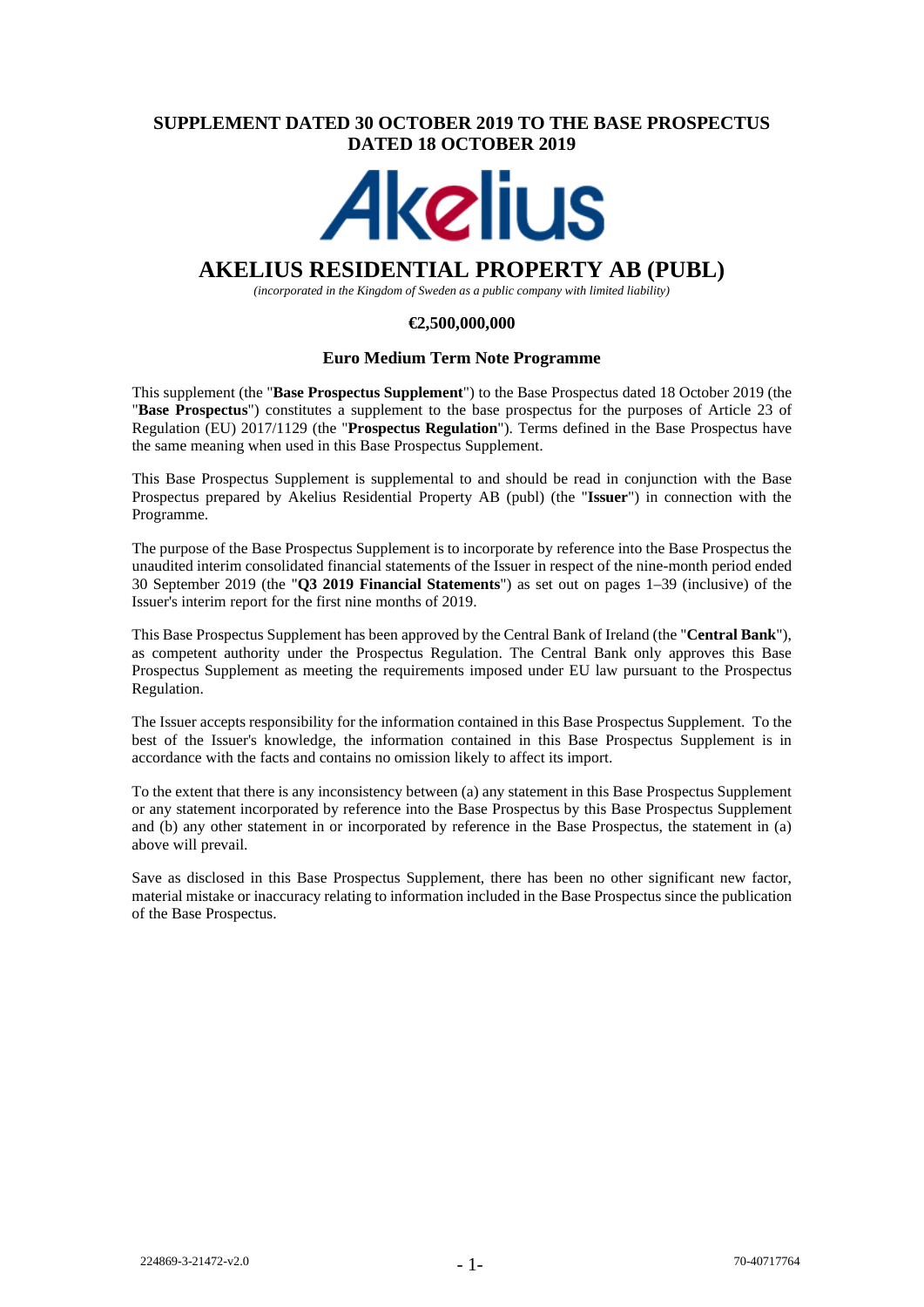**SUPPLEMENT DATED 30 OCTOBER 2019 TO THE BASE PROSPECTUS DATED 18 OCTOBER 2019**

Akelius

# AKELIUS RESIDENTIAL PROPERTY AB (PUBL)

*(incorporated in the Kingdom of Sweden as a public company with limited liability)*

**€2,500,000,000**

**Euro Medium Term Note Programme**

This supplement (the "**Base Prospectus Supplement**") to the Base Prospectus dated 18 October 2019 (the "**Base Prospectus**") constitutes a supplement to the base prospectus for the purposes of Article 23 of Regulation (EU) 2017/1129 (the "**Prospectus Regulation**"). Terms defined in the Base Prospectus have the same meaning when used in this Base Prospectus Supplement.

This Base Prospectus Supplement is supplemental to and should be read in conjunction with the Base Prospectus prepared by Akelius Residential Property AB (publ) (the "**Issuer**") in connection with the Programme.

The purpose of the Base Prospectus Supplement is to incorporate by reference into the Base Prospectus the unaudited interim consolidated financial statements of the Issuer in respect of the nine-month period ended 30 September 2019 (the "**Q3 2019 Financial Statements**") as set out on pages 1–39 (inclusive) of the Issuer's interim report for the first nine months of 2019.

This Base Prospectus Supplement has been approved by the Central Bank of Ireland (the "**Central Bank**"), as competent authority under the Prospectus Regulation. The Central Bank only approves this Base Prospectus Supplement as meeting the requirements imposed under EU law pursuant to the Prospectus Regulation.

The Issuer accepts responsibility for the information contained in this Base Prospectus Supplement. To the best of the Issuer's knowledge, the information contained in this Base Prospectus Supplement is in accordance with the facts and contains no omission likely to affect its import.

To the extent that there is any inconsistency between (a) any statement in this Base Prospectus Supplement or any statement incorporated by reference into the Base Prospectus by this Base Prospectus Supplement and (b) any other statement in or incorporated by reference in the Base Prospectus, the statement in (a) above will prevail.

Save as disclosed in this Base Prospectus Supplement, there has been no other significant new factor, material mistake or inaccuracy relating to information included in the Base Prospectus since the publication of the Base Prospectus.

224869-3-21472-v2.0 70-40717764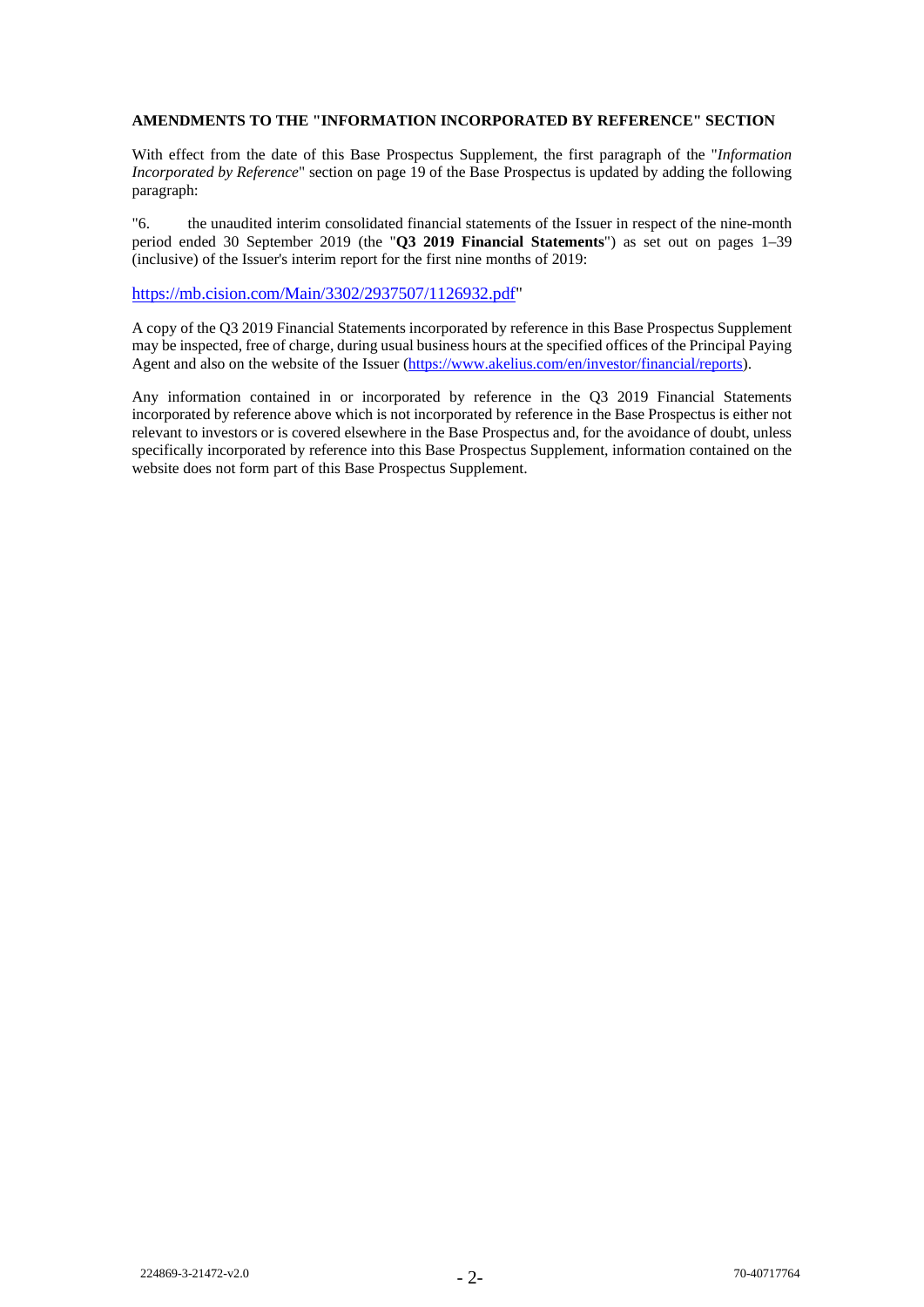## AMENDMENTS TO THE "INFORMATION INCORPORATED BY REFERENCE" SECTION

With effect from the date of this Base Prospectus Supplement, the first paragraph of the "*Information Incorporated by Reference*" section on page 19 of the Base Prospectus is updated by adding the following paragraph:

"6. the unaudited interim consolidated financial statements of the Issuer in respect of the nine-month period ended 30 September 2019 (the "**Q3 2019 Financial Statements**") as set out on pages 1–39 (inclusive) of the Issuer's interim report for the first nine months of 2019:

https://mb.cision.com/Main/3302/2937507/1126932.pdf"

A copy of the Q3 2019 Financial Statements incorporated by reference in this Base Prospectus Supplement may be inspected, free of charge, during usual business hours at the specified offices of the Principal Paying Agent and also on the website of the Issuer (https://www.akelius.com/en/investor/financial/reports).

Any information contained in or incorporated by reference in the Q3 2019 Financial Statements incorporated by reference above which is not incorporated by reference in the Base Prospectus is either not relevant to investors or is covered elsewhere in the Base Prospectus and, for the avoidance of doubt, unless specifically incorporated by reference into this Base Prospectus Supplement, information contained on the website does not form part of this Base Prospectus Supplement.